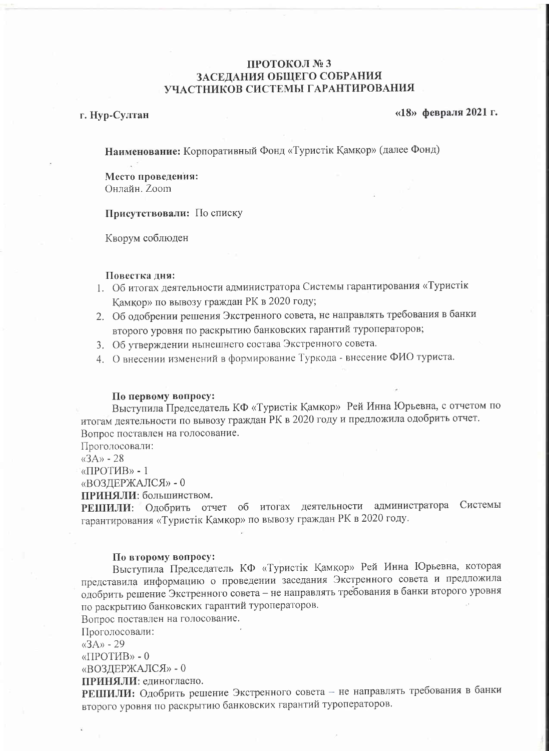# ПРОТОКОЛ № 3
# ЗАСЕДАНИЯ ОБЩЕГО СОБРАНИЯ
# УЧАСТНИКОВ СИСТЕМЫ ГАРАНТИРОВАНИЯ

**г. Нур-Султан** **«18» февраля 2021 г.**

**Наименование:** Корпоративный Фонд «Туристік Қамқор» (далее Фонд)

**Место проведения:**
Онлайн. Zoom

**Присутствовали:** По списку

Кворум соблюден

**Повестка дня:**

1. Об итогах деятельности администратора Системы гарантирования «Туристік Қамқор» по вывозу граждан РК в 2020 году;
2. Об одобрении решения Экстренного совета, не направлять требования в банки второго уровня по раскрытию банковских гарантий туроператоров;
3. Об утверждении нынешнего состава Экстренного совета.
4. О внесении изменений в формирование Туркода - внесение ФИО туриста.

**По первому вопросу:**

Выступила Председатель КФ «Туристік Қамқор» Рей Инна Юрьевна, с отчетом по итогам деятельности по вывозу граждан РК в 2020 году и предложила одобрить отчет.
Вопрос поставлен на голосование.
Проголосовали:
«ЗА» - 28
«ПРОТИВ» - 1
«ВОЗДЕРЖАЛСЯ» - 0
**ПРИНЯЛИ**: большинством.
**РЕШИЛИ**: Одобрить отчет об итогах деятельности администратора Системы гарантирования «Туристік Қамқор» по вывозу граждан РК в 2020 году.

**По второму вопросу:**

Выступила Председатель КФ «Туристік Қамқор» Рей Инна Юрьевна, которая представила информацию о проведении заседания Экстренного совета и предложила одобрить решение Экстренного совета – не направлять требования в банки второго уровня по раскрытию банковских гарантий туроператоров.
Вопрос поставлен на голосование.
Проголосовали:
«ЗА» - 29
«ПРОТИВ» - 0
«ВОЗДЕРЖАЛСЯ» - 0
**ПРИНЯЛИ**: единогласно.
**РЕШИЛИ:** Одобрить решение Экстренного совета – не направлять требования в банки второго уровня по раскрытию банковских гарантий туроператоров.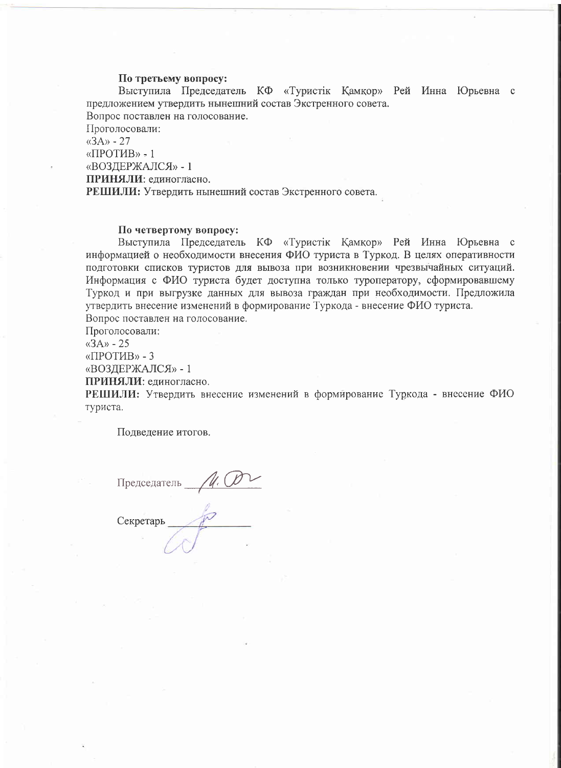**По третьему вопросу:**

Выступила Председатель КФ «Туристік Қамқор» Рей Инна Юрьевна с предложением утвердить нынешний состав Экстренного совета.

Вопрос поставлен на голосование.

Проголосовали:

«ЗА» - 27

«ПРОТИВ» - 1

«ВОЗДЕРЖАЛСЯ» - 1

**ПРИНЯЛИ**: единогласно.

**РЕШИЛИ:** Утвердить нынешний состав Экстренного совета.

**По четвертому вопросу:**

Выступила Председатель КФ «Туристік Қамқор» Рей Инна Юрьевна с информацией о необходимости внесения ФИО туриста в Туркод. В целях оперативности подготовки списков туристов для вывоза при возникновении чрезвычайных ситуаций. Информация с ФИО туриста будет доступна только туроператору, сформировавшему Туркод и при выгрузке данных для вывоза граждан при необходимости. Предложила утвердить внесение изменений в формирование Туркода - внесение ФИО туриста.

Вопрос поставлен на голосование.

Проголосовали:

«ЗА» - 25

«ПРОТИВ» - 3

«ВОЗДЕРЖАЛСЯ» - 1

**ПРИНЯЛИ**: единогласно.

**РЕШИЛИ:** Утвердить внесение изменений в формирование Туркода - внесение ФИО туриста.

Подведение итогов.

Председатель ____________

Секретарь ____________